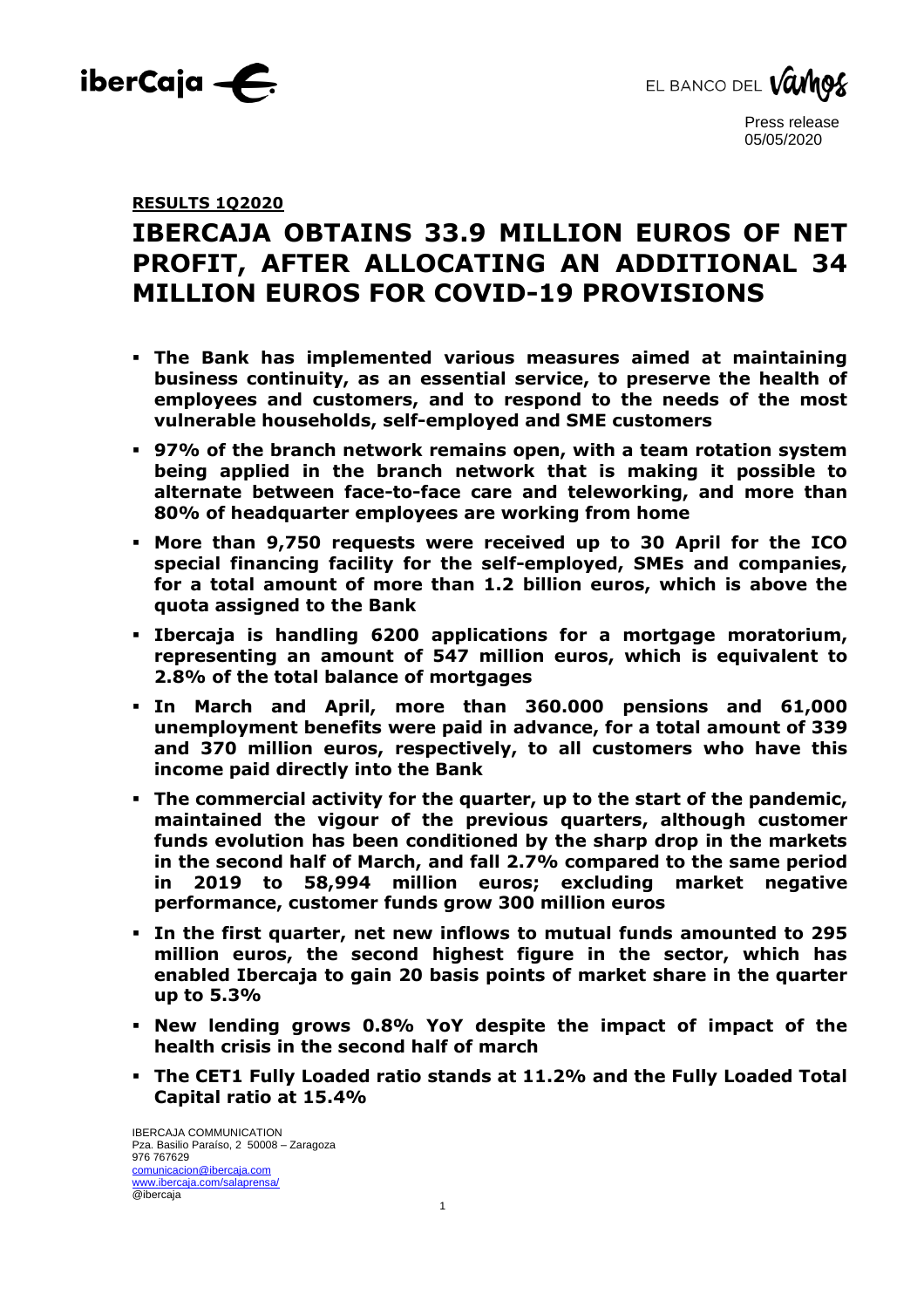Press release
05/05/2020

**RESULTS 1Q2020**

# IBERCAJA OBTAINS 33.9 MILLION EUROS OF NET PROFIT, AFTER ALLOCATING AN ADDITIONAL 34 MILLION EUROS FOR COVID-19 PROVISIONS

- **The Bank has implemented various measures aimed at maintaining business continuity, as an essential service, to preserve the health of employees and customers, and to respond to the needs of the most vulnerable households, self-employed and SME customers**
- **97% of the branch network remains open, with a team rotation system being applied in the branch network that is making it possible to alternate between face-to-face care and teleworking, and more than 80% of headquarter employees are working from home**
- **More than 9,750 requests were received up to 30 April for the ICO special financing facility for the self-employed, SMEs and companies, for a total amount of more than 1.2 billion euros, which is above the quota assigned to the Bank**
- **Ibercaja is handling 6200 applications for a mortgage moratorium, representing an amount of 547 million euros, which is equivalent to 2.8% of the total balance of mortgages**
- **In March and April, more than 360.000 pensions and 61,000 unemployment benefits were paid in advance, for a total amount of 339 and 370 million euros, respectively, to all customers who have this income paid directly into the Bank**
- **The commercial activity for the quarter, up to the start of the pandemic, maintained the vigour of the previous quarters, although customer funds evolution has been conditioned by the sharp drop in the markets in the second half of March, and fall 2.7% compared to the same period in 2019 to 58,994 million euros; excluding market negative performance, customer funds grow 300 million euros**
- **In the first quarter, net new inflows to mutual funds amounted to 295 million euros, the second highest figure in the sector, which has enabled Ibercaja to gain 20 basis points of market share in the quarter up to 5.3%**
- **New lending grows 0.8% YoY despite the impact of impact of the health crisis in the second half of march**
- **The CET1 Fully Loaded ratio stands at 11.2% and the Fully Loaded Total Capital ratio at 15.4%**

IBERCAJA COMMUNICATION
Pza. Basilio Paraíso, 2 50008 – Zaragoza
976 767629
comunicacion@ibercaja.com
www.ibercaja.com/salaprensa/
@ibercaja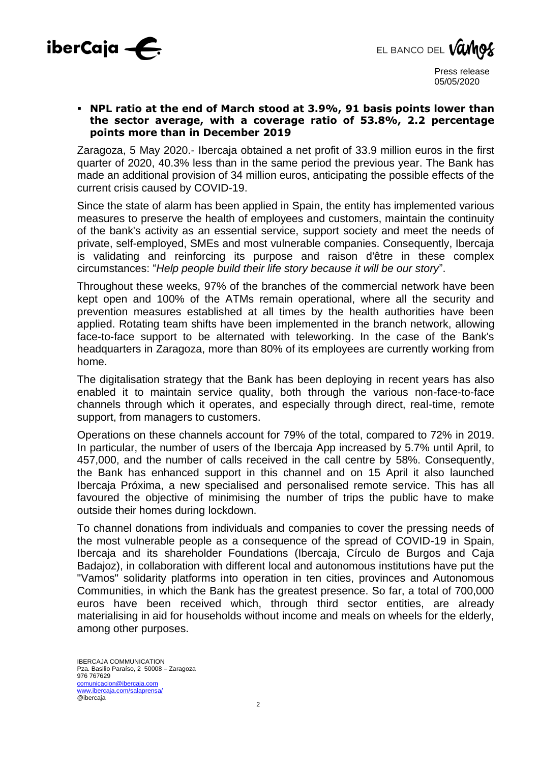- **NPL ratio at the end of March stood at 3.9%, 91 basis points lower than the sector average, with a coverage ratio of 53.8%, 2.2 percentage points more than in December 2019**

Zaragoza, 5 May 2020.- Ibercaja obtained a net profit of 33.9 million euros in the first quarter of 2020, 40.3% less than in the same period the previous year. The Bank has made an additional provision of 34 million euros, anticipating the possible effects of the current crisis caused by COVID-19.

Since the state of alarm has been applied in Spain, the entity has implemented various measures to preserve the health of employees and customers, maintain the continuity of the bank's activity as an essential service, support society and meet the needs of private, self-employed, SMEs and most vulnerable companies. Consequently, Ibercaja is validating and reinforcing its purpose and raison d'être in these complex circumstances: "*Help people build their life story because it will be our story*".

Throughout these weeks, 97% of the branches of the commercial network have been kept open and 100% of the ATMs remain operational, where all the security and prevention measures established at all times by the health authorities have been applied. Rotating team shifts have been implemented in the branch network, allowing face-to-face support to be alternated with teleworking. In the case of the Bank's headquarters in Zaragoza, more than 80% of its employees are currently working from home.

The digitalisation strategy that the Bank has been deploying in recent years has also enabled it to maintain service quality, both through the various non-face-to-face channels through which it operates, and especially through direct, real-time, remote support, from managers to customers.

Operations on these channels account for 79% of the total, compared to 72% in 2019. In particular, the number of users of the Ibercaja App increased by 5.7% until April, to 457,000, and the number of calls received in the call centre by 58%. Consequently, the Bank has enhanced support in this channel and on 15 April it also launched Ibercaja Próxima, a new specialised and personalised remote service. This has all favoured the objective of minimising the number of trips the public have to make outside their homes during lockdown.

To channel donations from individuals and companies to cover the pressing needs of the most vulnerable people as a consequence of the spread of COVID-19 in Spain, Ibercaja and its shareholder Foundations (Ibercaja, Círculo de Burgos and Caja Badajoz), in collaboration with different local and autonomous institutions have put the "Vamos" solidarity platforms into operation in ten cities, provinces and Autonomous Communities, in which the Bank has the greatest presence. So far, a total of 700,000 euros have been received which, through third sector entities, are already materialising in aid for households without income and meals on wheels for the elderly, among other purposes.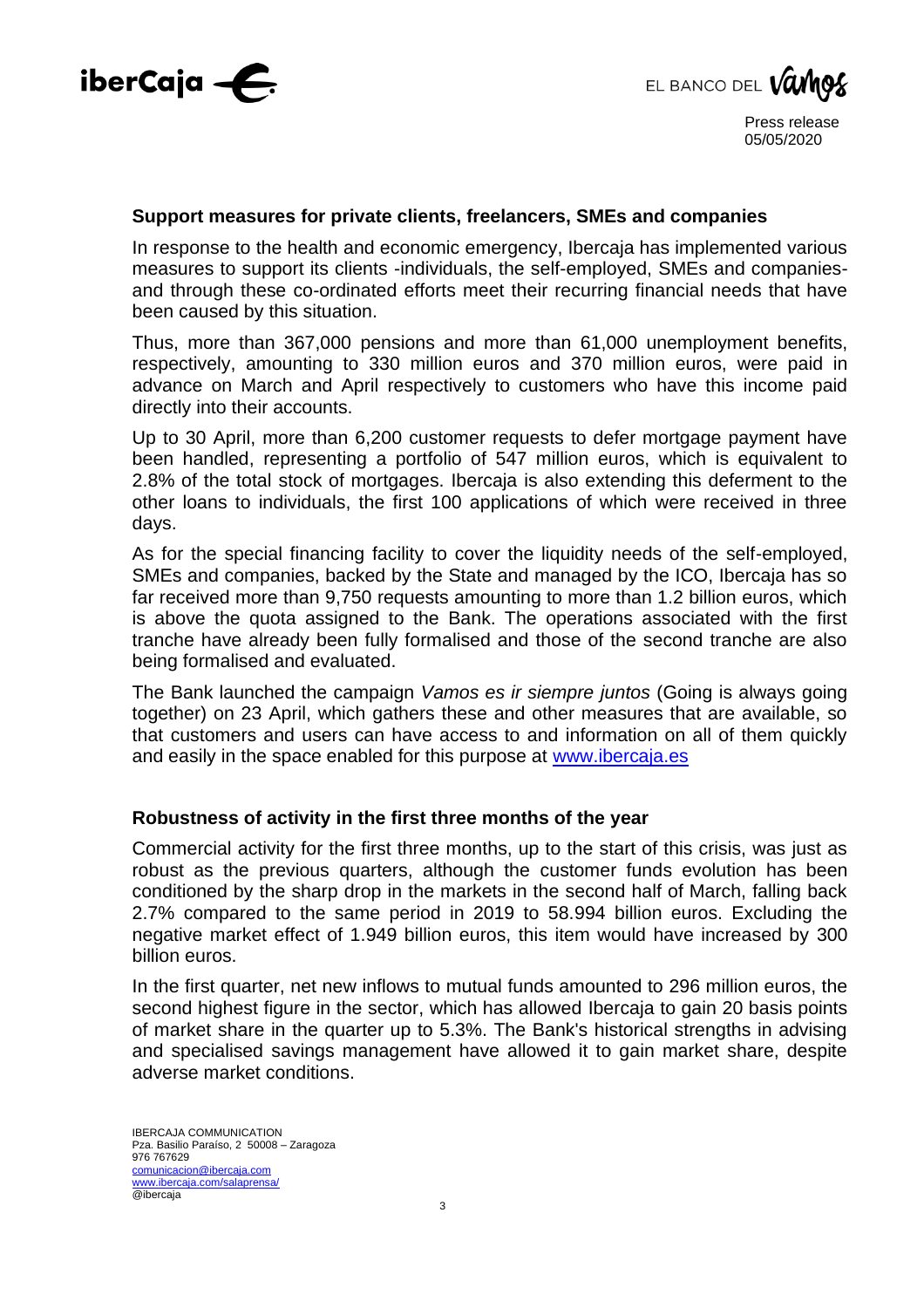## Support measures for private clients, freelancers, SMEs and companies

In response to the health and economic emergency, Ibercaja has implemented various measures to support its clients -individuals, the self-employed, SMEs and companies- and through these co-ordinated efforts meet their recurring financial needs that have been caused by this situation.

Thus, more than 367,000 pensions and more than 61,000 unemployment benefits, respectively, amounting to 330 million euros and 370 million euros, were paid in advance on March and April respectively to customers who have this income paid directly into their accounts.

Up to 30 April, more than 6,200 customer requests to defer mortgage payment have been handled, representing a portfolio of 547 million euros, which is equivalent to 2.8% of the total stock of mortgages. Ibercaja is also extending this deferment to the other loans to individuals, the first 100 applications of which were received in three days.

As for the special financing facility to cover the liquidity needs of the self-employed, SMEs and companies, backed by the State and managed by the ICO, Ibercaja has so far received more than 9,750 requests amounting to more than 1.2 billion euros, which is above the quota assigned to the Bank. The operations associated with the first tranche have already been fully formalised and those of the second tranche are also being formalised and evaluated.

The Bank launched the campaign *Vamos es ir siempre juntos* (Going is always going together) on 23 April, which gathers these and other measures that are available, so that customers and users can have access to and information on all of them quickly and easily in the space enabled for this purpose at [www.ibercaja.es](http://www.ibercaja.es)

## Robustness of activity in the first three months of the year

Commercial activity for the first three months, up to the start of this crisis, was just as robust as the previous quarters, although the customer funds evolution has been conditioned by the sharp drop in the markets in the second half of March, falling back 2.7% compared to the same period in 2019 to 58.994 billion euros. Excluding the negative market effect of 1.949 billion euros, this item would have increased by 300 billion euros.

In the first quarter, net new inflows to mutual funds amounted to 296 million euros, the second highest figure in the sector, which has allowed Ibercaja to gain 20 basis points of market share in the quarter up to 5.3%. The Bank's historical strengths in advising and specialised savings management have allowed it to gain market share, despite adverse market conditions.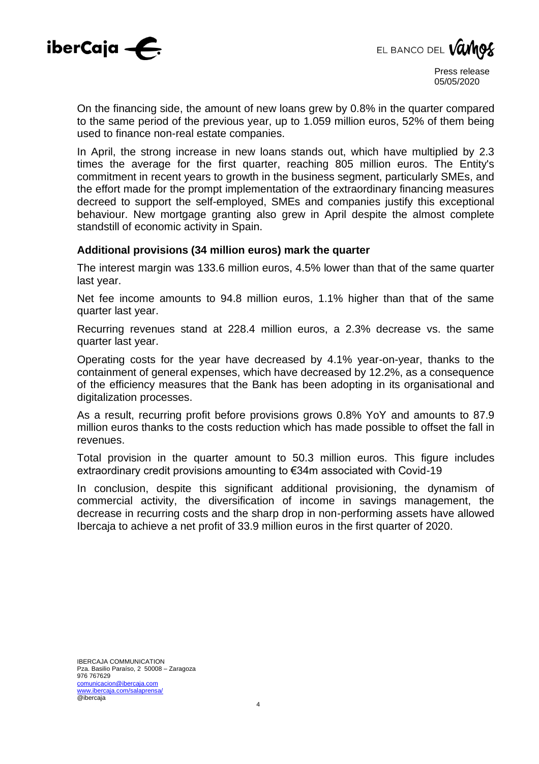On the financing side, the amount of new loans grew by 0.8% in the quarter compared to the same period of the previous year, up to 1.059 million euros, 52% of them being used to finance non-real estate companies.

In April, the strong increase in new loans stands out, which have multiplied by 2.3 times the average for the first quarter, reaching 805 million euros. The Entity's commitment in recent years to growth in the business segment, particularly SMEs, and the effort made for the prompt implementation of the extraordinary financing measures decreed to support the self-employed, SMEs and companies justify this exceptional behaviour. New mortgage granting also grew in April despite the almost complete standstill of economic activity in Spain.

### Additional provisions (34 million euros) mark the quarter

The interest margin was 133.6 million euros, 4.5% lower than that of the same quarter last year.

Net fee income amounts to 94.8 million euros, 1.1% higher than that of the same quarter last year.

Recurring revenues stand at 228.4 million euros, a 2.3% decrease vs. the same quarter last year.

Operating costs for the year have decreased by 4.1% year-on-year, thanks to the containment of general expenses, which have decreased by 12.2%, as a consequence of the efficiency measures that the Bank has been adopting in its organisational and digitalization processes.

As a result, recurring profit before provisions grows 0.8% YoY and amounts to 87.9 million euros thanks to the costs reduction which has made possible to offset the fall in revenues.

Total provision in the quarter amount to 50.3 million euros. This figure includes extraordinary credit provisions amounting to €34m associated with Covid-19

In conclusion, despite this significant additional provisioning, the dynamism of commercial activity, the diversification of income in savings management, the decrease in recurring costs and the sharp drop in non-performing assets have allowed Ibercaja to achieve a net profit of 33.9 million euros in the first quarter of 2020.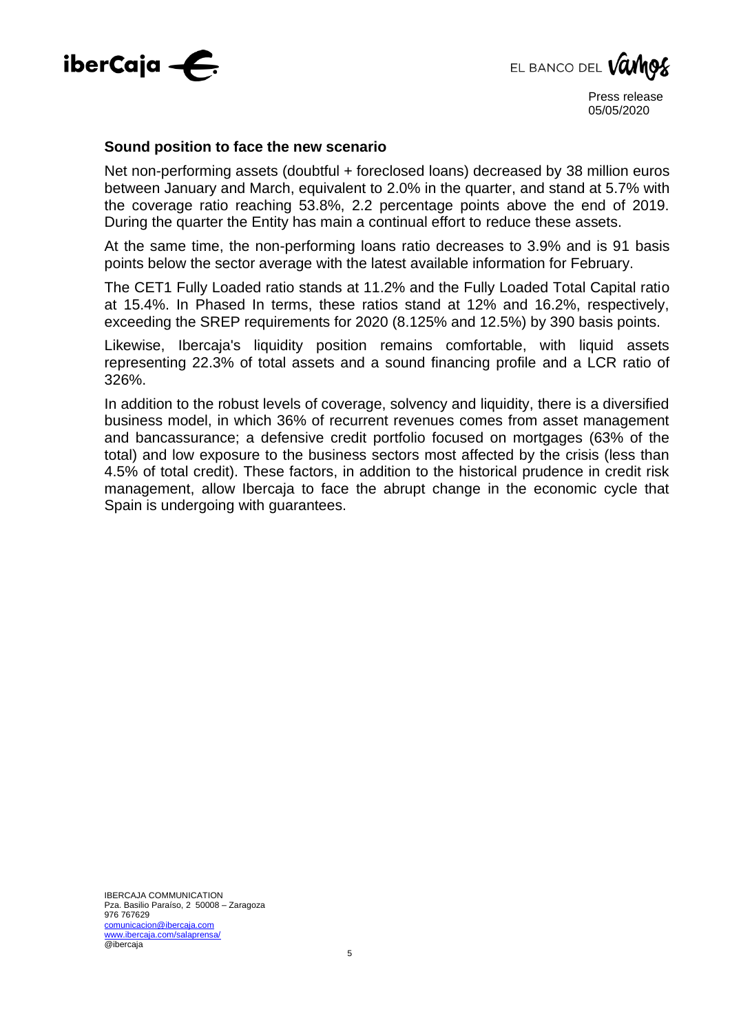## Sound position to face the new scenario

Net non-performing assets (doubtful + foreclosed loans) decreased by 38 million euros between January and March, equivalent to 2.0% in the quarter, and stand at 5.7% with the coverage ratio reaching 53.8%, 2.2 percentage points above the end of 2019. During the quarter the Entity has main a continual effort to reduce these assets.

At the same time, the non-performing loans ratio decreases to 3.9% and is 91 basis points below the sector average with the latest available information for February.

The CET1 Fully Loaded ratio stands at 11.2% and the Fully Loaded Total Capital ratio at 15.4%. In Phased In terms, these ratios stand at 12% and 16.2%, respectively, exceeding the SREP requirements for 2020 (8.125% and 12.5%) by 390 basis points.

Likewise, Ibercaja's liquidity position remains comfortable, with liquid assets representing 22.3% of total assets and a sound financing profile and a LCR ratio of 326%.

In addition to the robust levels of coverage, solvency and liquidity, there is a diversified business model, in which 36% of recurrent revenues comes from asset management and bancassurance; a defensive credit portfolio focused on mortgages (63% of the total) and low exposure to the business sectors most affected by the crisis (less than 4.5% of total credit). These factors, in addition to the historical prudence in credit risk management, allow Ibercaja to face the abrupt change in the economic cycle that Spain is undergoing with guarantees.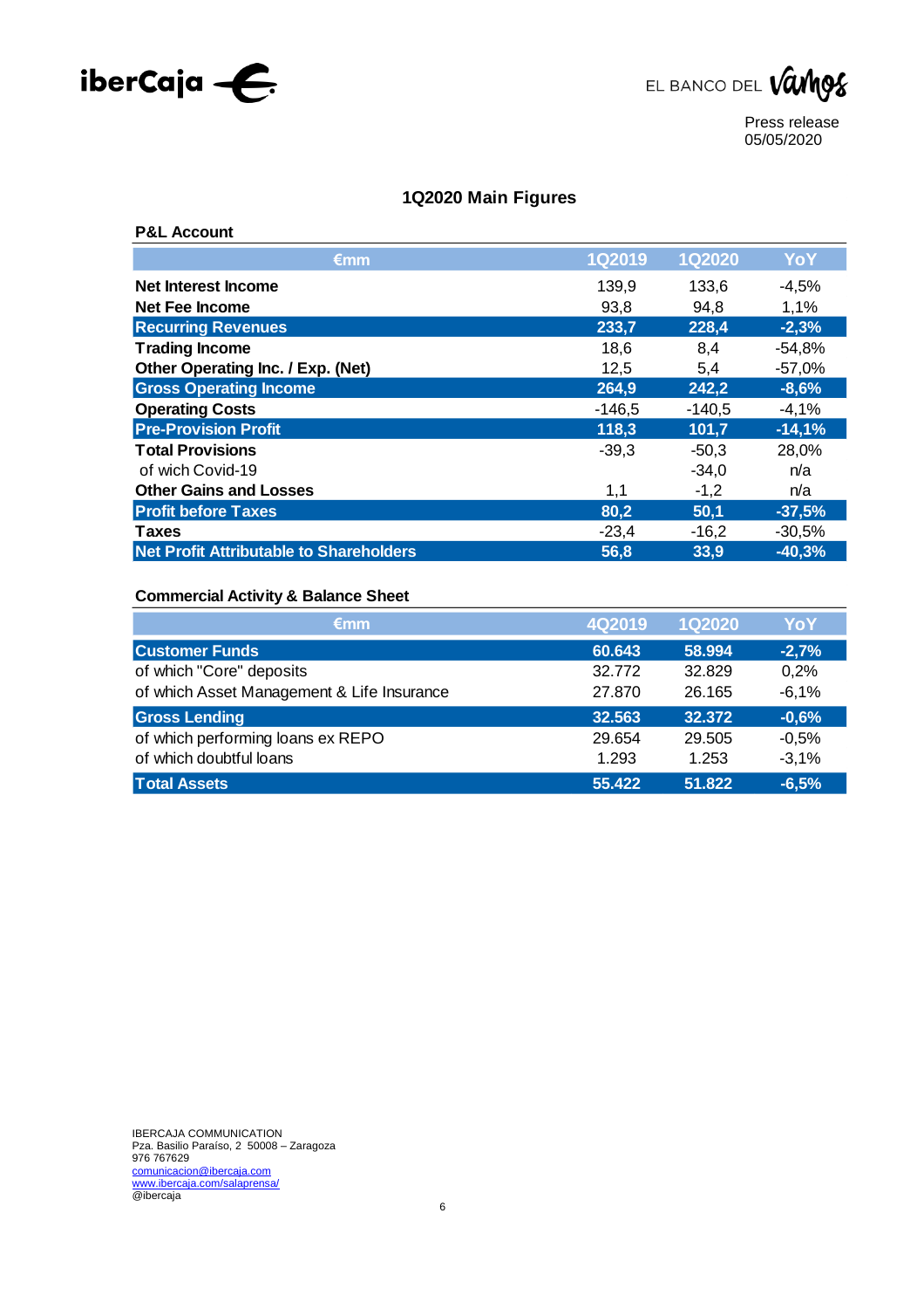Press release
05/05/2020

## 1Q2020 Main Figures

### P&L Account

| €mm | 1Q2019 | 1Q2020 | YoY |
|---|---|---|---|
| **Net Interest Income** | 139,9 | 133,6 | -4,5% |
| **Net Fee Income** | 93,8 | 94,8 | 1,1% |
| **Recurring Revenues** | **233,7** | **228,4** | **-2,3%** |
| **Trading Income** | 18,6 | 8,4 | -54,8% |
| **Other Operating Inc. / Exp. (Net)** | 12,5 | 5,4 | -57,0% |
| **Gross Operating Income** | **264,9** | **242,2** | **-8,6%** |
| **Operating Costs** | -146,5 | -140,5 | -4,1% |
| **Pre-Provision Profit** | **118,3** | **101,7** | **-14,1%** |
| **Total Provisions** | -39,3 | -50,3 | 28,0% |
| of wich Covid-19 | | -34,0 | n/a |
| **Other Gains and Losses** | 1,1 | -1,2 | n/a |
| **Profit before Taxes** | **80,2** | **50,1** | **-37,5%** |
| **Taxes** | -23,4 | -16,2 | -30,5% |
| **Net Profit Attributable to Shareholders** | **56,8** | **33,9** | **-40,3%** |

### Commercial Activity & Balance Sheet

| €mm | 4Q2019 | 1Q2020 | YoY |
|---|---|---|---|
| **Customer Funds** | **60.643** | **58.994** | **-2,7%** |
| of which "Core" deposits | 32.772 | 32.829 | 0,2% |
| of which Asset Management & Life Insurance | 27.870 | 26.165 | -6,1% |
| **Gross Lending** | **32.563** | **32.372** | **-0,6%** |
| of which performing loans ex REPO | 29.654 | 29.505 | -0,5% |
| of which doubtful loans | 1.293 | 1.253 | -3,1% |
| **Total Assets** | **55.422** | **51.822** | **-6,5%** |

IBERCAJA COMMUNICATION
Pza. Basilio Paraíso, 2 50008 – Zaragoza
976 767629
comunicacion@ibercaja.com
www.ibercaja.com/salaprensa/
@ibercaja